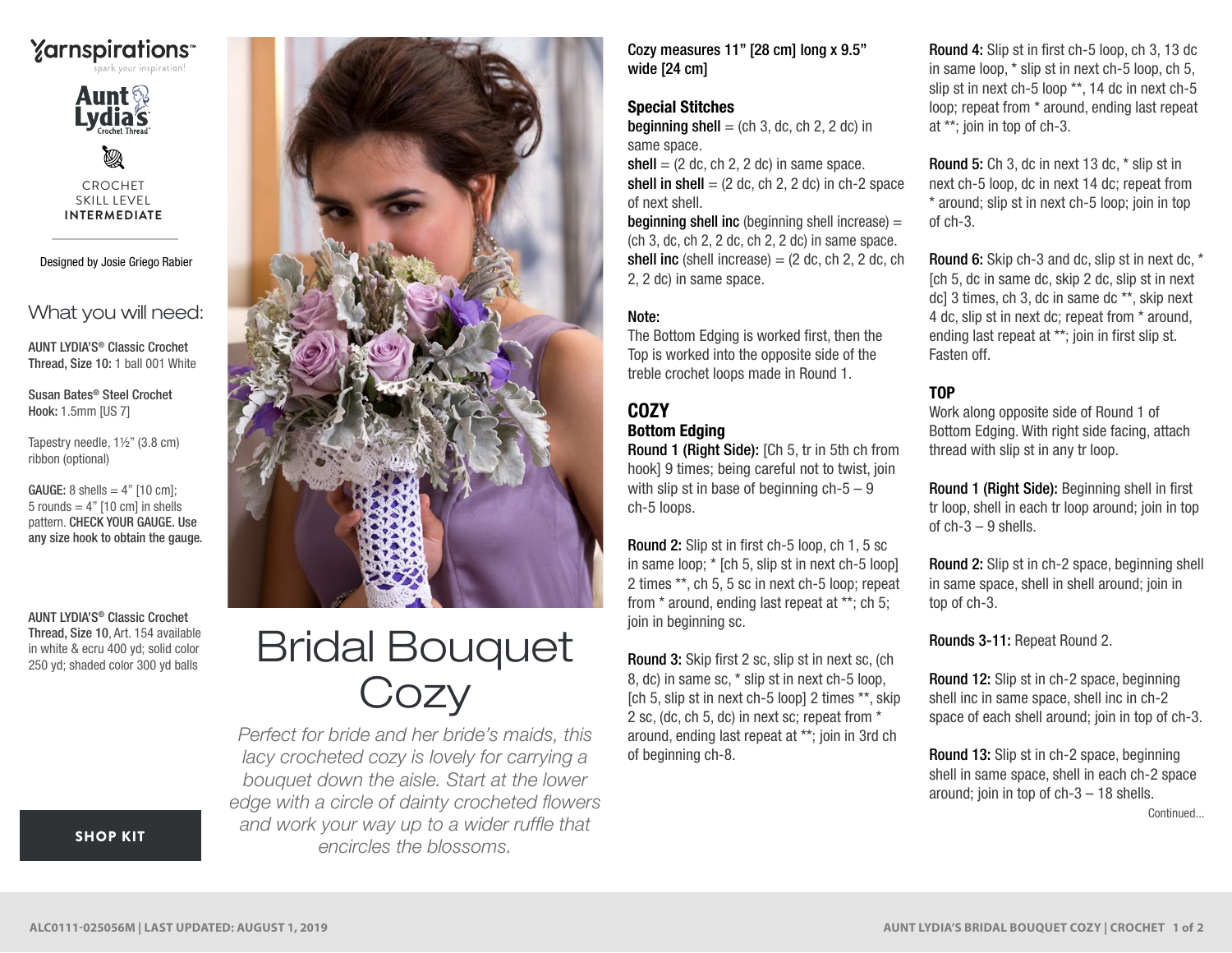Yarnspirations™
spark your inspiration!

Aunt Lydia's Crochet Thread

CROCHET SKILL LEVEL **INTERMEDIATE**

Designed by Josie Griego Rabier

## What you will need:

**AUNT LYDIA'S® Classic Crochet Thread, Size 10:** 1 ball 001 White

**Susan Bates® Steel Crochet Hook:** 1.5mm [US 7]

Tapestry needle, 1½" (3.8 cm) ribbon (optional)

**GAUGE:** 8 shells = 4" [10 cm]; 5 rounds = 4" [10 cm] in shells pattern. **CHECK YOUR GAUGE. Use any size hook to obtain the gauge.**

**AUNT LYDIA'S® Classic Crochet Thread, Size 10,** Art. 154 available in white & ecru 400 yd; solid color 250 yd; shaded color 300 yd balls

**SHOP KIT**

# Bridal Bouquet Cozy

*Perfect for bride and her bride's maids, this lacy crocheted cozy is lovely for carrying a bouquet down the aisle. Start at the lower edge with a circle of dainty crocheted flowers and work your way up to a wider ruffle that encircles the blossoms.*

**Cozy measures 11" [28 cm] long x 9.5" wide [24 cm]**

### Special Stitches

**beginning shell** = (ch 3, dc, ch 2, 2 dc) in same space.
**shell** = (2 dc, ch 2, 2 dc) in same space.
**shell in shell** = (2 dc, ch 2, 2 dc) in ch-2 space of next shell.
**beginning shell inc** (beginning shell increase) = (ch 3, dc, ch 2, 2 dc, ch 2, 2 dc) in same space.
**shell inc** (shell increase) = (2 dc, ch 2, 2 dc, ch 2, 2 dc) in same space.

### Note:

The Bottom Edging is worked first, then the Top is worked into the opposite side of the treble crochet loops made in Round 1.

## COZY

### Bottom Edging

**Round 1 (Right Side):** [Ch 5, tr in 5th ch from hook] 9 times; being careful not to twist, join with slip st in base of beginning ch-5 – 9 ch-5 loops.

**Round 2:** Slip st in first ch-5 loop, ch 1, 5 sc in same loop; * [ch 5, slip st in next ch-5 loop] 2 times **, ch 5, 5 sc in next ch-5 loop; repeat from * around, ending last repeat at **; ch 5; join in beginning sc.

**Round 3:** Skip first 2 sc, slip st in next sc, (ch 8, dc) in same sc, * slip st in next ch-5 loop, [ch 5, slip st in next ch-5 loop] 2 times **, skip 2 sc, (dc, ch 5, dc) in next sc; repeat from * around, ending last repeat at **; join in 3rd ch of beginning ch-8.

**Round 4:** Slip st in first ch-5 loop, ch 3, 13 dc in same loop, * slip st in next ch-5 loop, ch 5, slip st in next ch-5 loop **, 14 dc in next ch-5 loop; repeat from * around, ending last repeat at **; join in top of ch-3.

**Round 5:** Ch 3, dc in next 13 dc, * slip st in next ch-5 loop, dc in next 14 dc; repeat from * around; slip st in next ch-5 loop; join in top of ch-3.

**Round 6:** Skip ch-3 and dc, slip st in next dc, * [ch 5, dc in same dc, skip 2 dc, slip st in next dc] 3 times, ch 3, dc in same dc **, skip next 4 dc, slip st in next dc; repeat from * around, ending last repeat at **; join in first slip st. Fasten off.

### TOP

Work along opposite side of Round 1 of Bottom Edging. With right side facing, attach thread with slip st in any tr loop.

**Round 1 (Right Side):** Beginning shell in first tr loop, shell in each tr loop around; join in top of ch-3 – 9 shells.

**Round 2:** Slip st in ch-2 space, beginning shell in same space, shell in shell around; join in top of ch-3.

**Rounds 3-11:** Repeat Round 2.

**Round 12:** Slip st in ch-2 space, beginning shell inc in same space, shell inc in ch-2 space of each shell around; join in top of ch-3.

**Round 13:** Slip st in ch-2 space, beginning shell in same space, shell in each ch-2 space around; join in top of ch-3 – 18 shells.

Continued...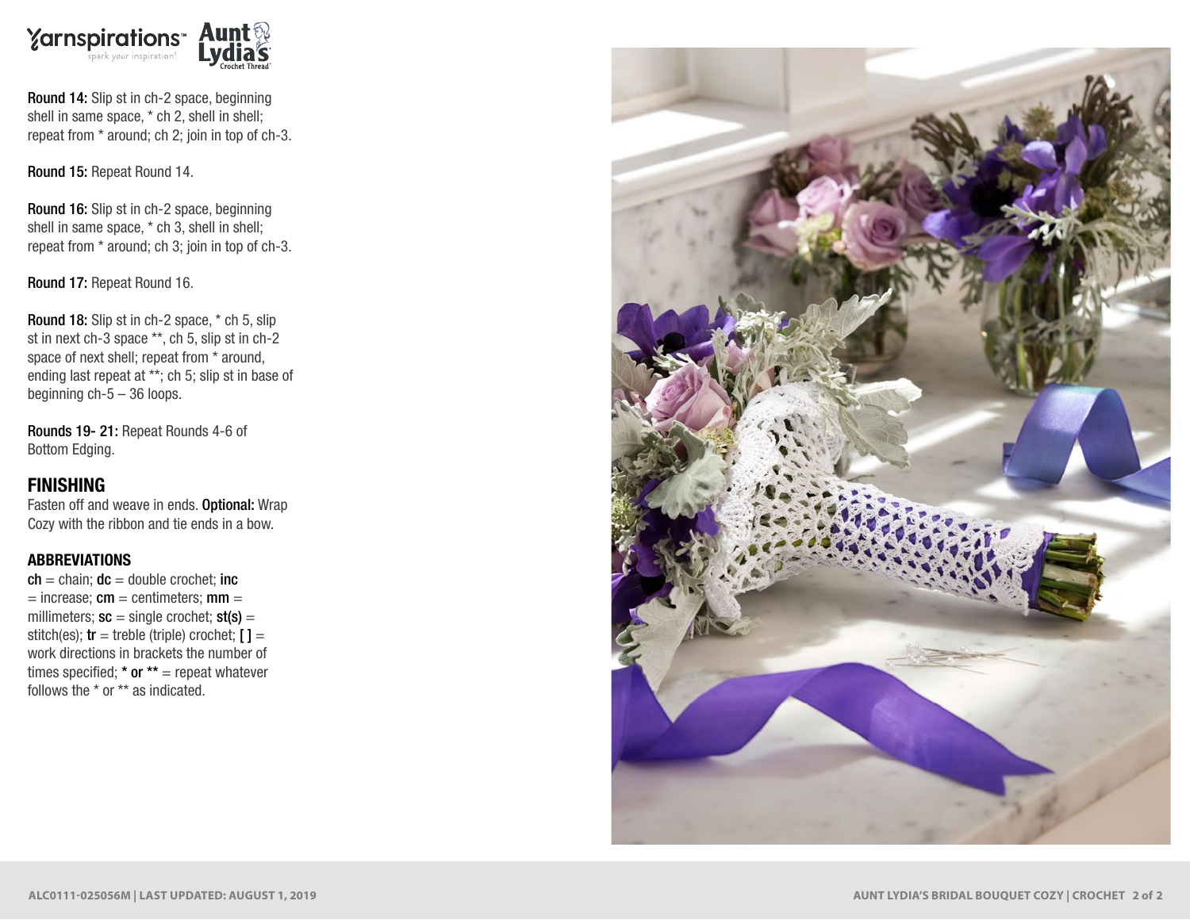**Round 14:** Slip st in ch-2 space, beginning shell in same space, * ch 2, shell in shell; repeat from * around; ch 2; join in top of ch-3.

**Round 15:** Repeat Round 14.

**Round 16:** Slip st in ch-2 space, beginning shell in same space, * ch 3, shell in shell; repeat from * around; ch 3; join in top of ch-3.

**Round 17:** Repeat Round 16.

**Round 18:** Slip st in ch-2 space, * ch 5, slip st in next ch-3 space **, ch 5, slip st in ch-2 space of next shell; repeat from * around, ending last repeat at **; ch 5; slip st in base of beginning ch-5 – 36 loops.

**Rounds 19- 21:** Repeat Rounds 4-6 of Bottom Edging.

## FINISHING

Fasten off and weave in ends. **Optional:** Wrap Cozy with the ribbon and tie ends in a bow.

### ABBREVIATIONS

**ch** = chain; **dc** = double crochet; **inc** = increase; **cm** = centimeters; **mm** = millimeters; **sc** = single crochet; **st(s)** = stitch(es); **tr** = treble (triple) crochet; **[ ]** = work directions in brackets the number of times specified; *** or **** = repeat whatever follows the * or ** as indicated.

ALC0111-025056M | LAST UPDATED: AUGUST 1, 2019